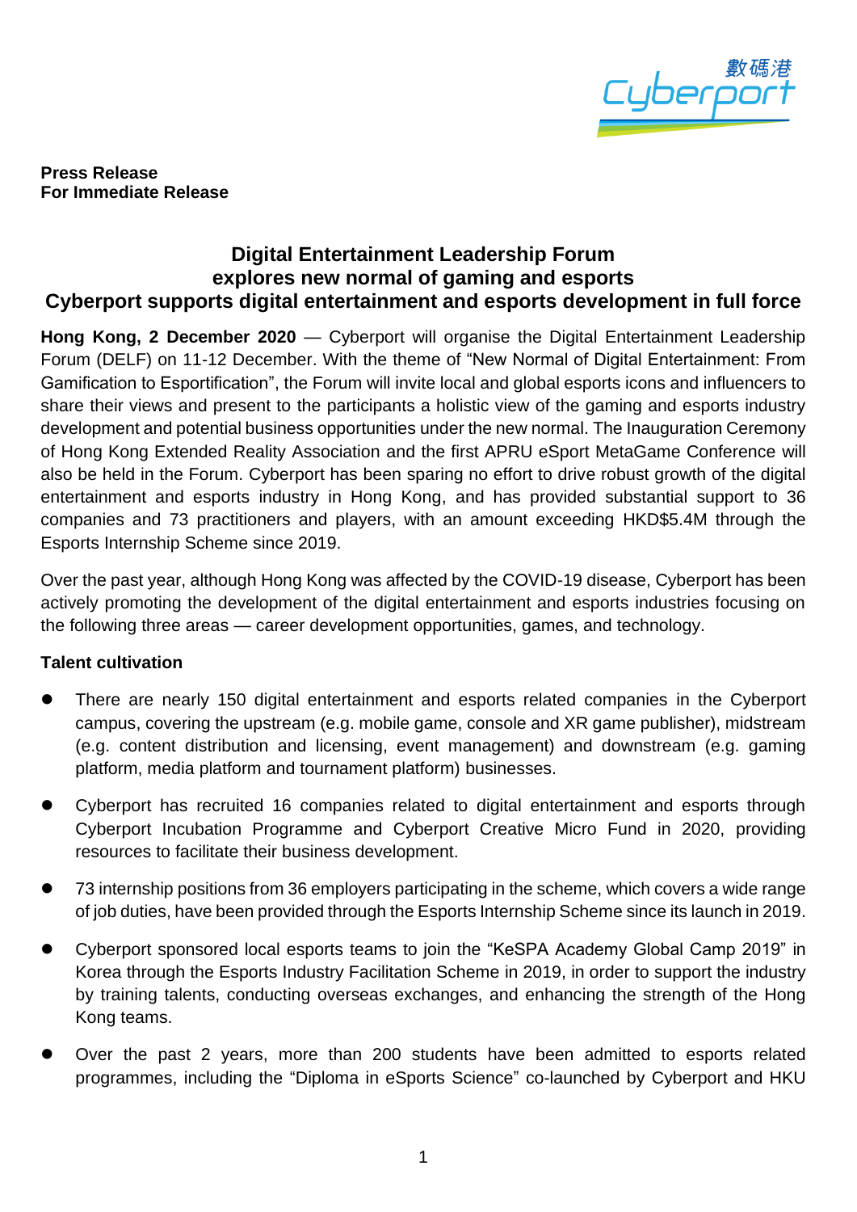**Press Release**
**For Immediate Release**

# Digital Entertainment Leadership Forum explores new normal of gaming and esports
# Cyberport supports digital entertainment and esports development in full force

**Hong Kong, 2 December 2020** — Cyberport will organise the Digital Entertainment Leadership Forum (DELF) on 11-12 December. With the theme of "New Normal of Digital Entertainment: From Gamification to Esportification", the Forum will invite local and global esports icons and influencers to share their views and present to the participants a holistic view of the gaming and esports industry development and potential business opportunities under the new normal. The Inauguration Ceremony of Hong Kong Extended Reality Association and the first APRU eSport MetaGame Conference will also be held in the Forum. Cyberport has been sparing no effort to drive robust growth of the digital entertainment and esports industry in Hong Kong, and has provided substantial support to 36 companies and 73 practitioners and players, with an amount exceeding HKD$5.4M through the Esports Internship Scheme since 2019.

Over the past year, although Hong Kong was affected by the COVID-19 disease, Cyberport has been actively promoting the development of the digital entertainment and esports industries focusing on the following three areas — career development opportunities, games, and technology.

**Talent cultivation**

- There are nearly 150 digital entertainment and esports related companies in the Cyberport campus, covering the upstream (e.g. mobile game, console and XR game publisher), midstream (e.g. content distribution and licensing, event management) and downstream (e.g. gaming platform, media platform and tournament platform) businesses.
- Cyberport has recruited 16 companies related to digital entertainment and esports through Cyberport Incubation Programme and Cyberport Creative Micro Fund in 2020, providing resources to facilitate their business development.
- 73 internship positions from 36 employers participating in the scheme, which covers a wide range of job duties, have been provided through the Esports Internship Scheme since its launch in 2019.
- Cyberport sponsored local esports teams to join the "KeSPA Academy Global Camp 2019" in Korea through the Esports Industry Facilitation Scheme in 2019, in order to support the industry by training talents, conducting overseas exchanges, and enhancing the strength of the Hong Kong teams.
- Over the past 2 years, more than 200 students have been admitted to esports related programmes, including the "Diploma in eSports Science" co-launched by Cyberport and HKU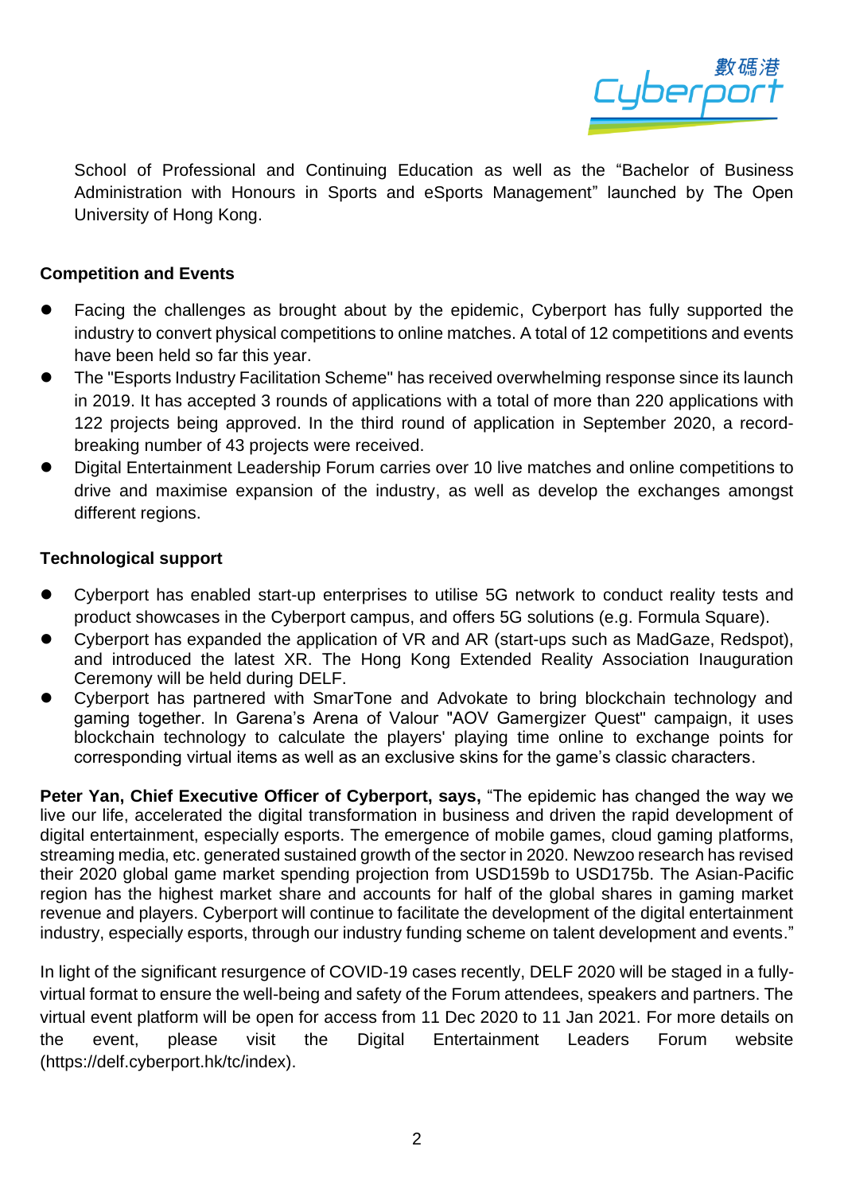School of Professional and Continuing Education as well as the "Bachelor of Business Administration with Honours in Sports and eSports Management" launched by The Open University of Hong Kong.

**Competition and Events**

- Facing the challenges as brought about by the epidemic, Cyberport has fully supported the industry to convert physical competitions to online matches. A total of 12 competitions and events have been held so far this year.
- The "Esports Industry Facilitation Scheme" has received overwhelming response since its launch in 2019. It has accepted 3 rounds of applications with a total of more than 220 applications with 122 projects being approved. In the third round of application in September 2020, a record-breaking number of 43 projects were received.
- Digital Entertainment Leadership Forum carries over 10 live matches and online competitions to drive and maximise expansion of the industry, as well as develop the exchanges amongst different regions.

**Technological support**

- Cyberport has enabled start-up enterprises to utilise 5G network to conduct reality tests and product showcases in the Cyberport campus, and offers 5G solutions (e.g. Formula Square).
- Cyberport has expanded the application of VR and AR (start-ups such as MadGaze, Redspot), and introduced the latest XR. The Hong Kong Extended Reality Association Inauguration Ceremony will be held during DELF.
- Cyberport has partnered with SmarTone and Advokate to bring blockchain technology and gaming together. In Garena's Arena of Valour "AOV Gamergizer Quest" campaign, it uses blockchain technology to calculate the players' playing time online to exchange points for corresponding virtual items as well as an exclusive skins for the game's classic characters.

**Peter Yan, Chief Executive Officer of Cyberport, says,** "The epidemic has changed the way we live our life, accelerated the digital transformation in business and driven the rapid development of digital entertainment, especially esports. The emergence of mobile games, cloud gaming platforms, streaming media, etc. generated sustained growth of the sector in 2020. Newzoo research has revised their 2020 global game market spending projection from USD159b to USD175b. The Asian-Pacific region has the highest market share and accounts for half of the global shares in gaming market revenue and players. Cyberport will continue to facilitate the development of the digital entertainment industry, especially esports, through our industry funding scheme on talent development and events."

In light of the significant resurgence of COVID-19 cases recently, DELF 2020 will be staged in a fully-virtual format to ensure the well-being and safety of the Forum attendees, speakers and partners. The virtual event platform will be open for access from 11 Dec 2020 to 11 Jan 2021. For more details on the event, please visit the Digital Entertainment Leaders Forum website (https://delf.cyberport.hk/tc/index).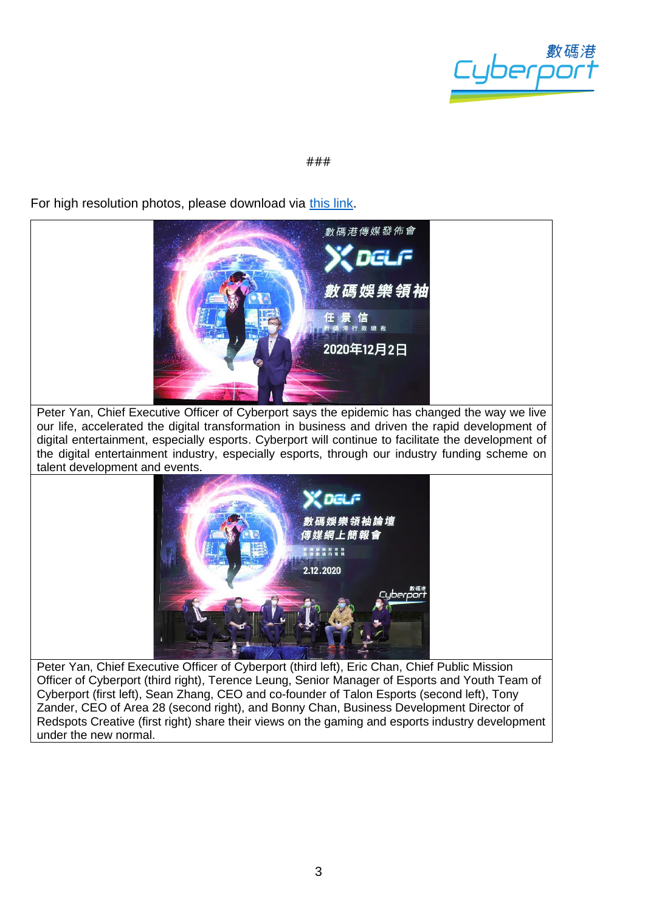###

For high resolution photos, please download via [this link](this link).

| |
|---|
| Peter Yan, Chief Executive Officer of Cyberport says the epidemic has changed the way we live our life, accelerated the digital transformation in business and driven the rapid development of digital entertainment, especially esports. Cyberport will continue to facilitate the development of the digital entertainment industry, especially esports, through our industry funding scheme on talent development and events. |
| |
| Peter Yan, Chief Executive Officer of Cyberport (third left), Eric Chan, Chief Public Mission Officer of Cyberport (third right), Terence Leung, Senior Manager of Esports and Youth Team of Cyberport (first left), Sean Zhang, CEO and co-founder of Talon Esports (second left), Tony Zander, CEO of Area 28 (second right), and Bonny Chan, Business Development Director of Redspots Creative (first right) share their views on the gaming and esports industry development under the new normal. |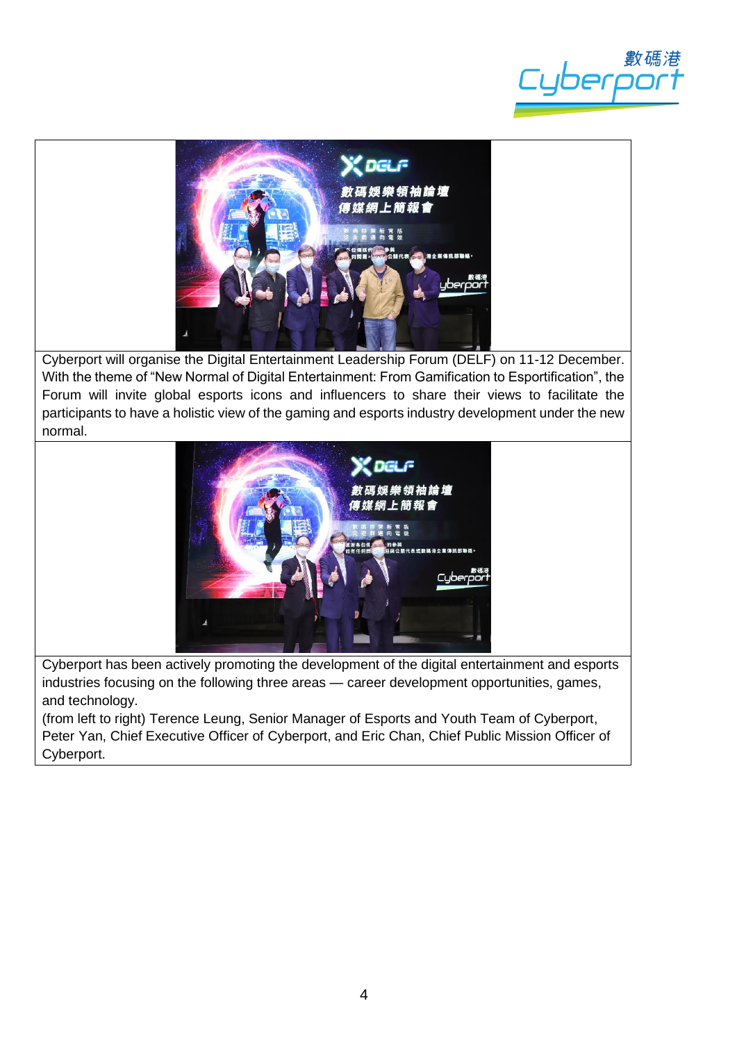Cyberport will organise the Digital Entertainment Leadership Forum (DELF) on 11-12 December. With the theme of "New Normal of Digital Entertainment: From Gamification to Esportification", the Forum will invite global esports icons and influencers to share their views to facilitate the participants to have a holistic view of the gaming and esports industry development under the new normal.

Cyberport has been actively promoting the development of the digital entertainment and esports industries focusing on the following three areas — career development opportunities, games, and technology.

(from left to right) Terence Leung, Senior Manager of Esports and Youth Team of Cyberport, Peter Yan, Chief Executive Officer of Cyberport, and Eric Chan, Chief Public Mission Officer of Cyberport.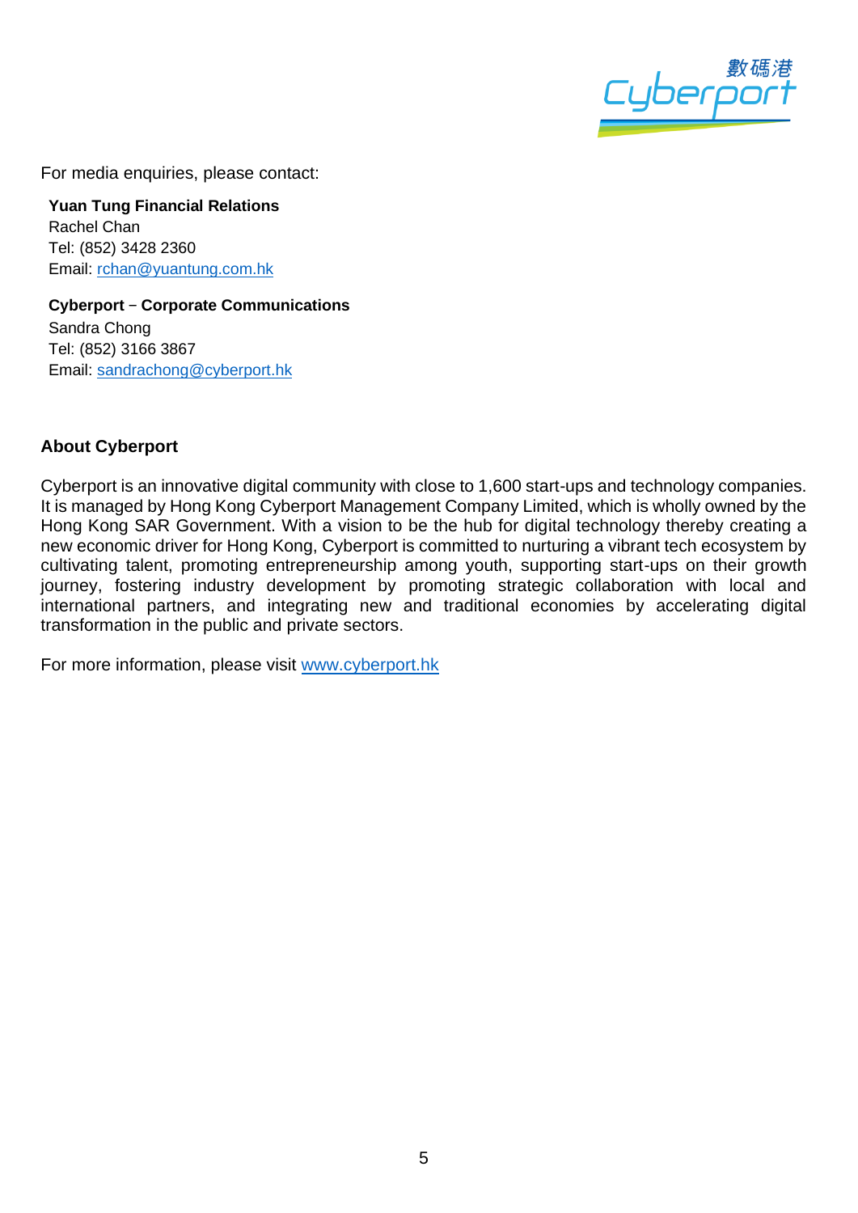For media enquiries, please contact:

**Yuan Tung Financial Relations**
Rachel Chan
Tel: (852) 3428 2360
Email: rchan@yuantung.com.hk

**Cyberport – Corporate Communications**
Sandra Chong
Tel: (852) 3166 3867
Email: sandrachong@cyberport.hk

## About Cyberport

Cyberport is an innovative digital community with close to 1,600 start-ups and technology companies. It is managed by Hong Kong Cyberport Management Company Limited, which is wholly owned by the Hong Kong SAR Government. With a vision to be the hub for digital technology thereby creating a new economic driver for Hong Kong, Cyberport is committed to nurturing a vibrant tech ecosystem by cultivating talent, promoting entrepreneurship among youth, supporting start-ups on their growth journey, fostering industry development by promoting strategic collaboration with local and international partners, and integrating new and traditional economies by accelerating digital transformation in the public and private sectors.

For more information, please visit www.cyberport.hk